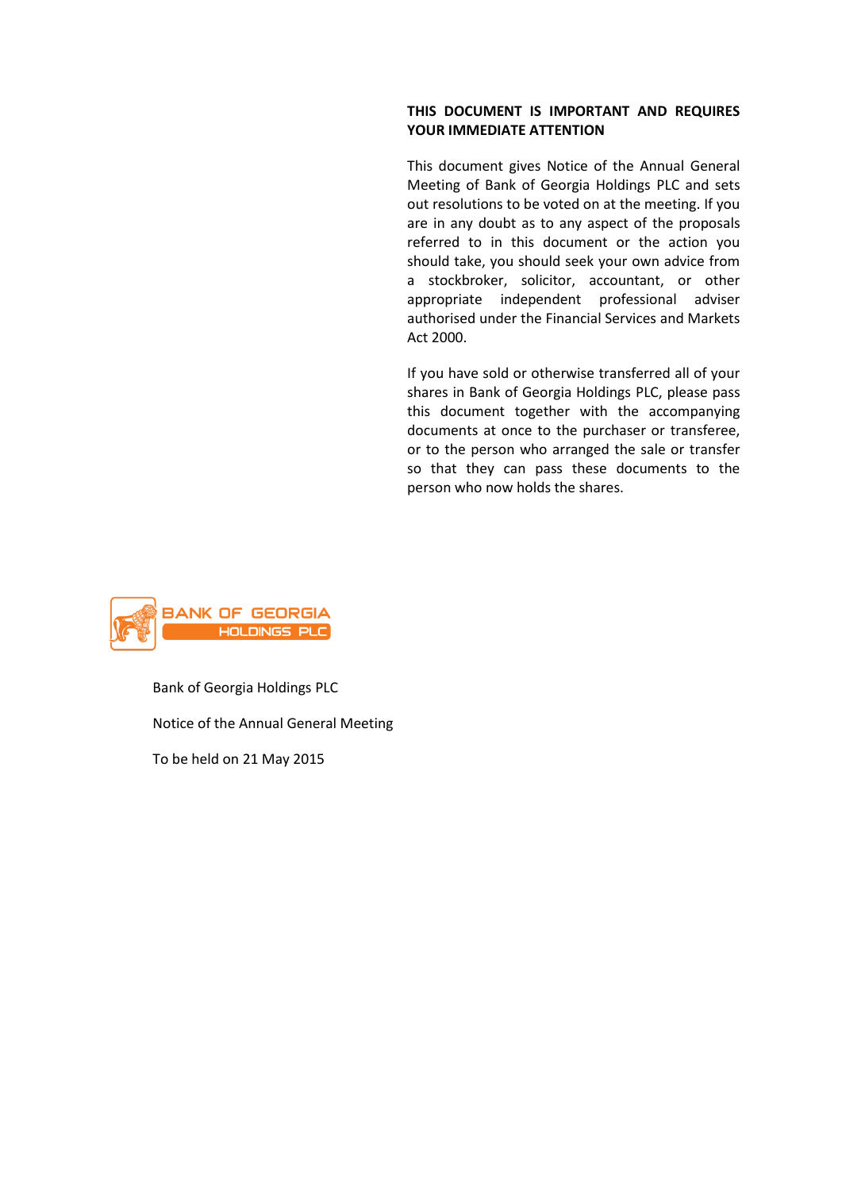**THIS DOCUMENT IS IMPORTANT AND REQUIRES YOUR IMMEDIATE ATTENTION**

This document gives Notice of the Annual General Meeting of Bank of Georgia Holdings PLC and sets out resolutions to be voted on at the meeting. If you are in any doubt as to any aspect of the proposals referred to in this document or the action you should take, you should seek your own advice from a stockbroker, solicitor, accountant, or other appropriate independent professional adviser authorised under the Financial Services and Markets Act 2000.

If you have sold or otherwise transferred all of your shares in Bank of Georgia Holdings PLC, please pass this document together with the accompanying documents at once to the purchaser or transferee, or to the person who arranged the sale or transfer so that they can pass these documents to the person who now holds the shares.

BANK OF GEORGIA HOLDINGS PLC

Bank of Georgia Holdings PLC

Notice of the Annual General Meeting

To be held on 21 May 2015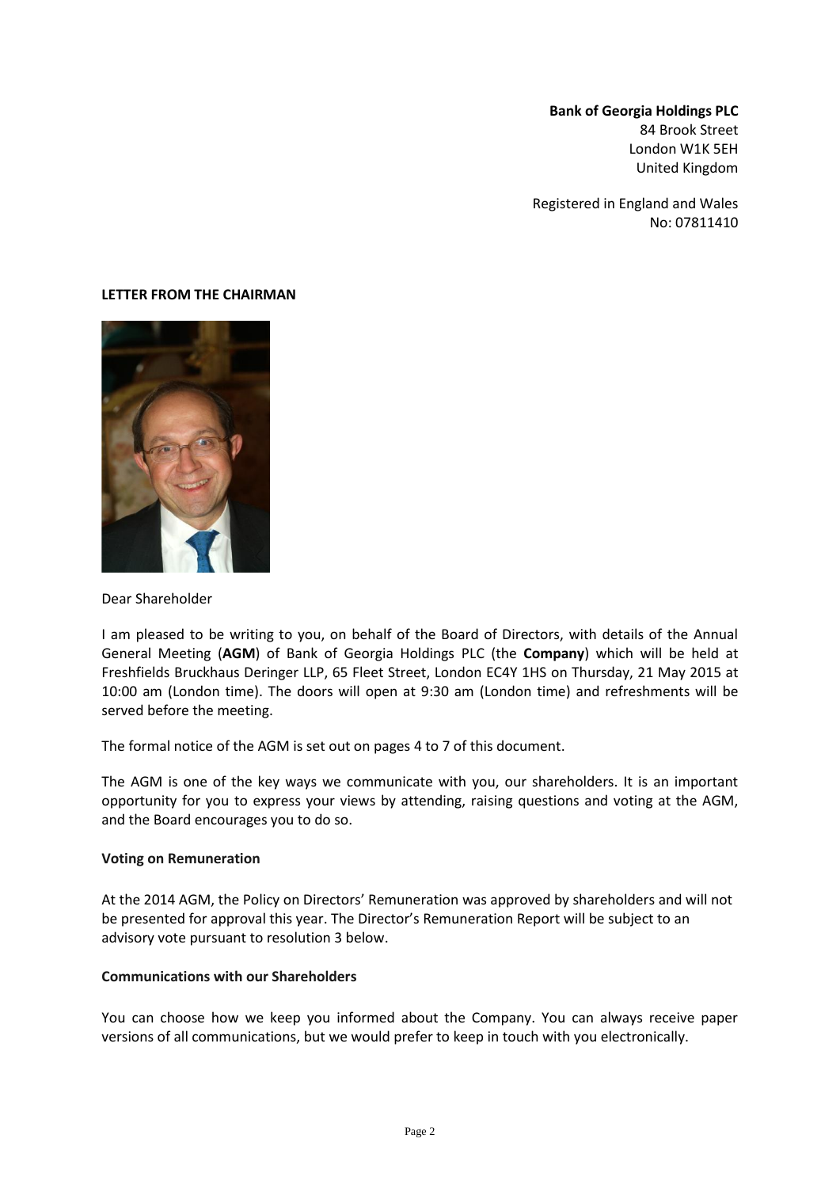**Bank of Georgia Holdings PLC**
84 Brook Street
London W1K 5EH
United Kingdom

Registered in England and Wales
No: 07811410

**LETTER FROM THE CHAIRMAN**

Dear Shareholder

I am pleased to be writing to you, on behalf of the Board of Directors, with details of the Annual General Meeting (**AGM**) of Bank of Georgia Holdings PLC (the **Company**) which will be held at Freshfields Bruckhaus Deringer LLP, 65 Fleet Street, London EC4Y 1HS on Thursday, 21 May 2015 at 10:00 am (London time). The doors will open at 9:30 am (London time) and refreshments will be served before the meeting.

The formal notice of the AGM is set out on pages 4 to 7 of this document.

The AGM is one of the key ways we communicate with you, our shareholders. It is an important opportunity for you to express your views by attending, raising questions and voting at the AGM, and the Board encourages you to do so.

**Voting on Remuneration**

At the 2014 AGM, the Policy on Directors' Remuneration was approved by shareholders and will not be presented for approval this year. The Director's Remuneration Report will be subject to an advisory vote pursuant to resolution 3 below.

**Communications with our Shareholders**

You can choose how we keep you informed about the Company. You can always receive paper versions of all communications, but we would prefer to keep in touch with you electronically.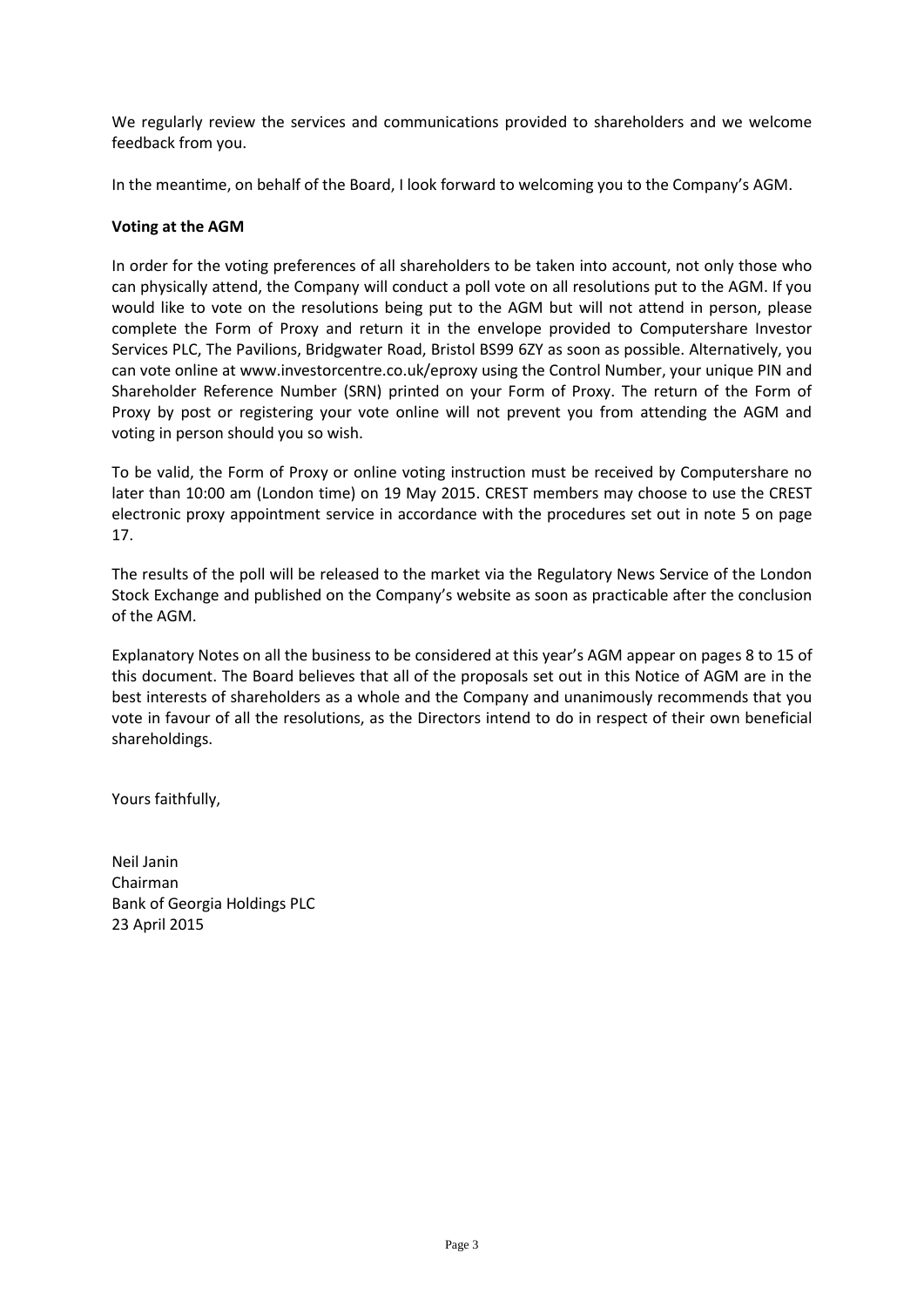We regularly review the services and communications provided to shareholders and we welcome feedback from you.

In the meantime, on behalf of the Board, I look forward to welcoming you to the Company's AGM.

**Voting at the AGM**

In order for the voting preferences of all shareholders to be taken into account, not only those who can physically attend, the Company will conduct a poll vote on all resolutions put to the AGM. If you would like to vote on the resolutions being put to the AGM but will not attend in person, please complete the Form of Proxy and return it in the envelope provided to Computershare Investor Services PLC, The Pavilions, Bridgwater Road, Bristol BS99 6ZY as soon as possible. Alternatively, you can vote online at www.investorcentre.co.uk/eproxy using the Control Number, your unique PIN and Shareholder Reference Number (SRN) printed on your Form of Proxy. The return of the Form of Proxy by post or registering your vote online will not prevent you from attending the AGM and voting in person should you so wish.

To be valid, the Form of Proxy or online voting instruction must be received by Computershare no later than 10:00 am (London time) on 19 May 2015. CREST members may choose to use the CREST electronic proxy appointment service in accordance with the procedures set out in note 5 on page 17.

The results of the poll will be released to the market via the Regulatory News Service of the London Stock Exchange and published on the Company's website as soon as practicable after the conclusion of the AGM.

Explanatory Notes on all the business to be considered at this year's AGM appear on pages 8 to 15 of this document. The Board believes that all of the proposals set out in this Notice of AGM are in the best interests of shareholders as a whole and the Company and unanimously recommends that you vote in favour of all the resolutions, as the Directors intend to do in respect of their own beneficial shareholdings.

Yours faithfully,

Neil Janin
Chairman
Bank of Georgia Holdings PLC
23 April 2015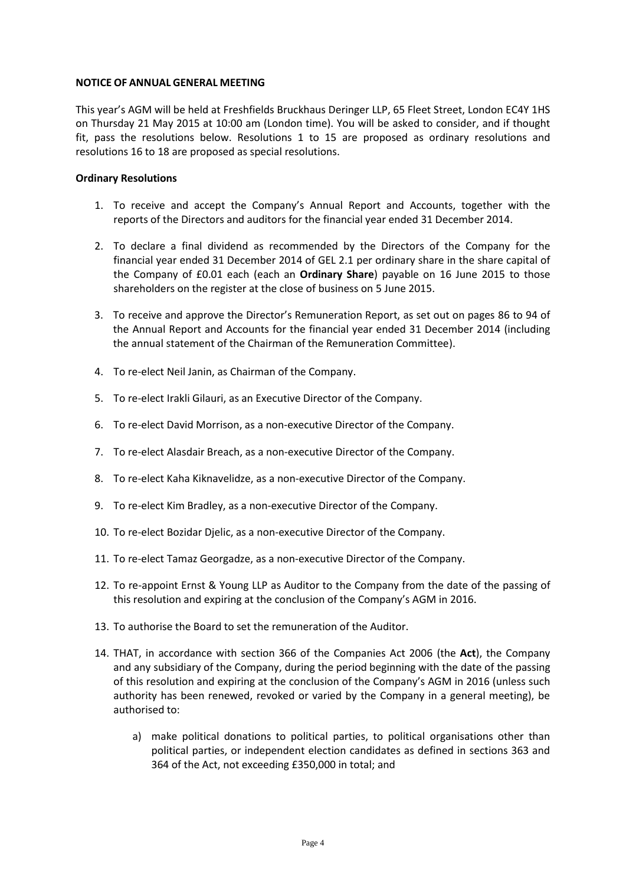**NOTICE OF ANNUAL GENERAL MEETING**

This year's AGM will be held at Freshfields Bruckhaus Deringer LLP, 65 Fleet Street, London EC4Y 1HS on Thursday 21 May 2015 at 10:00 am (London time). You will be asked to consider, and if thought fit, pass the resolutions below. Resolutions 1 to 15 are proposed as ordinary resolutions and resolutions 16 to 18 are proposed as special resolutions.

**Ordinary Resolutions**

1. To receive and accept the Company's Annual Report and Accounts, together with the reports of the Directors and auditors for the financial year ended 31 December 2014.

2. To declare a final dividend as recommended by the Directors of the Company for the financial year ended 31 December 2014 of GEL 2.1 per ordinary share in the share capital of the Company of £0.01 each (each an **Ordinary Share**) payable on 16 June 2015 to those shareholders on the register at the close of business on 5 June 2015.

3. To receive and approve the Director's Remuneration Report, as set out on pages 86 to 94 of the Annual Report and Accounts for the financial year ended 31 December 2014 (including the annual statement of the Chairman of the Remuneration Committee).

4. To re-elect Neil Janin, as Chairman of the Company.

5. To re-elect Irakli Gilauri, as an Executive Director of the Company.

6. To re-elect David Morrison, as a non-executive Director of the Company.

7. To re-elect Alasdair Breach, as a non-executive Director of the Company.

8. To re-elect Kaha Kiknavelidze, as a non-executive Director of the Company.

9. To re-elect Kim Bradley, as a non-executive Director of the Company.

10. To re-elect Bozidar Djelic, as a non-executive Director of the Company.

11. To re-elect Tamaz Georgadze, as a non-executive Director of the Company.

12. To re-appoint Ernst & Young LLP as Auditor to the Company from the date of the passing of this resolution and expiring at the conclusion of the Company's AGM in 2016.

13. To authorise the Board to set the remuneration of the Auditor.

14. THAT, in accordance with section 366 of the Companies Act 2006 (the **Act**), the Company and any subsidiary of the Company, during the period beginning with the date of the passing of this resolution and expiring at the conclusion of the Company's AGM in 2016 (unless such authority has been renewed, revoked or varied by the Company in a general meeting), be authorised to:

    a) make political donations to political parties, to political organisations other than political parties, or independent election candidates as defined in sections 363 and 364 of the Act, not exceeding £350,000 in total; and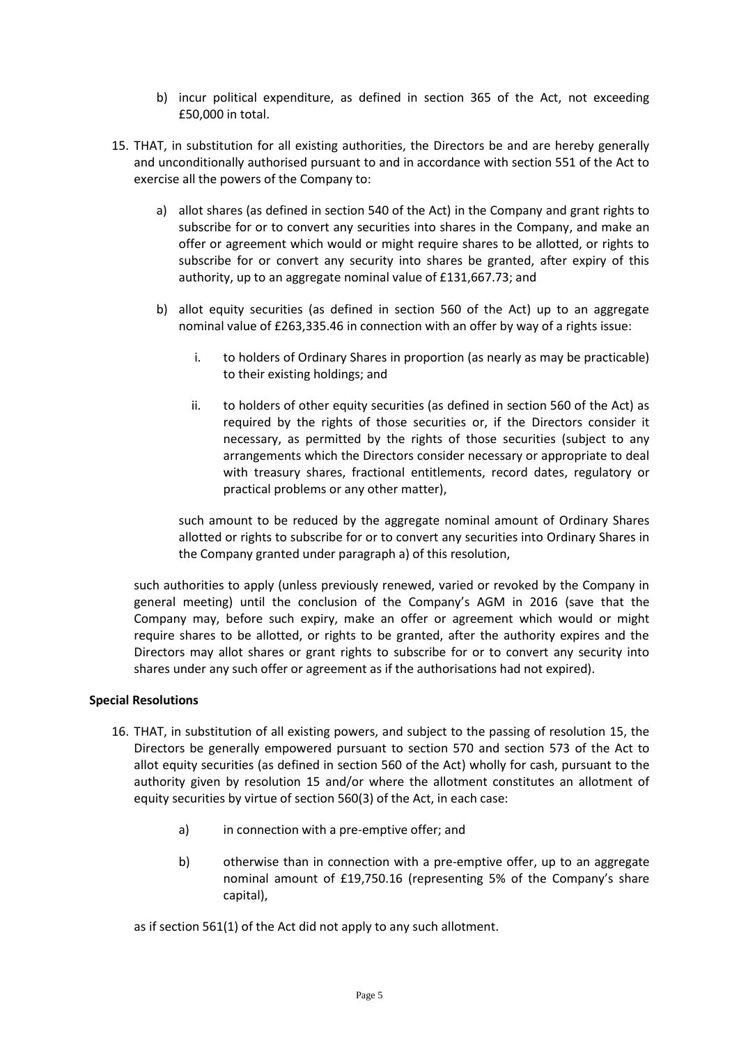b) incur political expenditure, as defined in section 365 of the Act, not exceeding £50,000 in total.

15. THAT, in substitution for all existing authorities, the Directors be and are hereby generally and unconditionally authorised pursuant to and in accordance with section 551 of the Act to exercise all the powers of the Company to:

    a) allot shares (as defined in section 540 of the Act) in the Company and grant rights to subscribe for or to convert any securities into shares in the Company, and make an offer or agreement which would or might require shares to be allotted, or rights to subscribe for or convert any security into shares be granted, after expiry of this authority, up to an aggregate nominal value of £131,667.73; and

    b) allot equity securities (as defined in section 560 of the Act) up to an aggregate nominal value of £263,335.46 in connection with an offer by way of a rights issue:

        i. to holders of Ordinary Shares in proportion (as nearly as may be practicable) to their existing holdings; and

        ii. to holders of other equity securities (as defined in section 560 of the Act) as required by the rights of those securities or, if the Directors consider it necessary, as permitted by the rights of those securities (subject to any arrangements which the Directors consider necessary or appropriate to deal with treasury shares, fractional entitlements, record dates, regulatory or practical problems or any other matter),

    such amount to be reduced by the aggregate nominal amount of Ordinary Shares allotted or rights to subscribe for or to convert any securities into Ordinary Shares in the Company granted under paragraph a) of this resolution,

    such authorities to apply (unless previously renewed, varied or revoked by the Company in general meeting) until the conclusion of the Company's AGM in 2016 (save that the Company may, before such expiry, make an offer or agreement which would or might require shares to be allotted, or rights to be granted, after the authority expires and the Directors may allot shares or grant rights to subscribe for or to convert any security into shares under any such offer or agreement as if the authorisations had not expired).

**Special Resolutions**

16. THAT, in substitution of all existing powers, and subject to the passing of resolution 15, the Directors be generally empowered pursuant to section 570 and section 573 of the Act to allot equity securities (as defined in section 560 of the Act) wholly for cash, pursuant to the authority given by resolution 15 and/or where the allotment constitutes an allotment of equity securities by virtue of section 560(3) of the Act, in each case:

    a) in connection with a pre-emptive offer; and

    b) otherwise than in connection with a pre-emptive offer, up to an aggregate nominal amount of £19,750.16 (representing 5% of the Company's share capital),

    as if section 561(1) of the Act did not apply to any such allotment.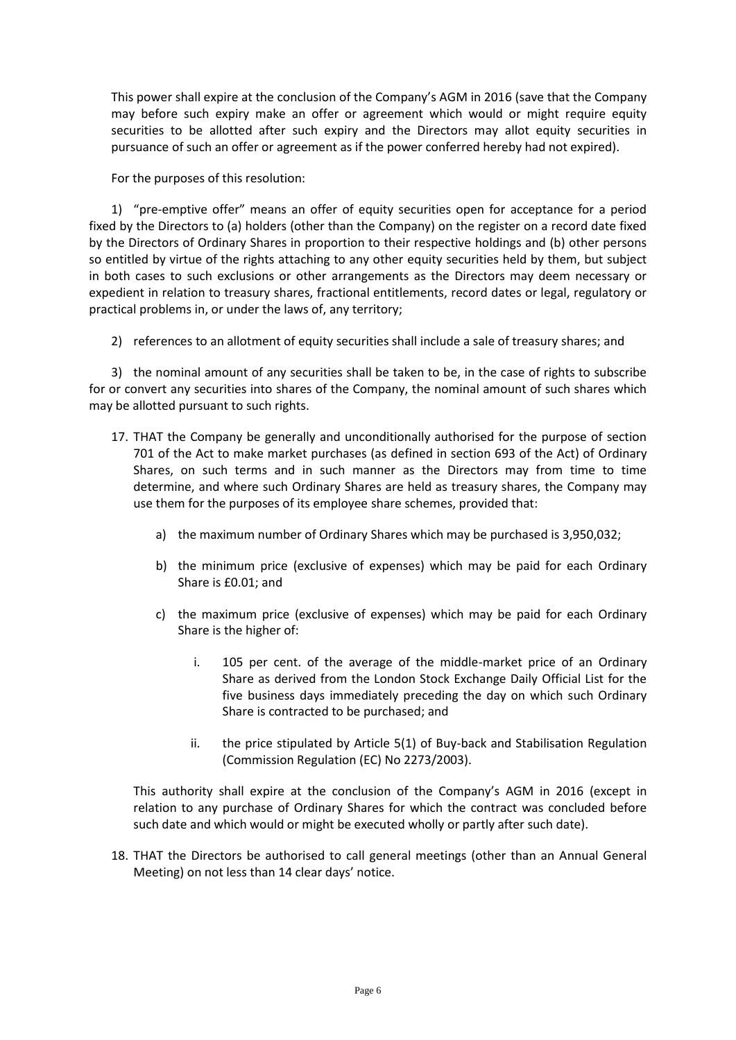This power shall expire at the conclusion of the Company's AGM in 2016 (save that the Company may before such expiry make an offer or agreement which would or might require equity securities to be allotted after such expiry and the Directors may allot equity securities in pursuance of such an offer or agreement as if the power conferred hereby had not expired).

For the purposes of this resolution:

1) "pre-emptive offer" means an offer of equity securities open for acceptance for a period fixed by the Directors to (a) holders (other than the Company) on the register on a record date fixed by the Directors of Ordinary Shares in proportion to their respective holdings and (b) other persons so entitled by virtue of the rights attaching to any other equity securities held by them, but subject in both cases to such exclusions or other arrangements as the Directors may deem necessary or expedient in relation to treasury shares, fractional entitlements, record dates or legal, regulatory or practical problems in, or under the laws of, any territory;

2) references to an allotment of equity securities shall include a sale of treasury shares; and

3) the nominal amount of any securities shall be taken to be, in the case of rights to subscribe for or convert any securities into shares of the Company, the nominal amount of such shares which may be allotted pursuant to such rights.

17. THAT the Company be generally and unconditionally authorised for the purpose of section 701 of the Act to make market purchases (as defined in section 693 of the Act) of Ordinary Shares, on such terms and in such manner as the Directors may from time to time determine, and where such Ordinary Shares are held as treasury shares, the Company may use them for the purposes of its employee share schemes, provided that:

    a) the maximum number of Ordinary Shares which may be purchased is 3,950,032;

    b) the minimum price (exclusive of expenses) which may be paid for each Ordinary Share is £0.01; and

    c) the maximum price (exclusive of expenses) which may be paid for each Ordinary Share is the higher of:

        i. 105 per cent. of the average of the middle-market price of an Ordinary Share as derived from the London Stock Exchange Daily Official List for the five business days immediately preceding the day on which such Ordinary Share is contracted to be purchased; and

        ii. the price stipulated by Article 5(1) of Buy-back and Stabilisation Regulation (Commission Regulation (EC) No 2273/2003).

    This authority shall expire at the conclusion of the Company's AGM in 2016 (except in relation to any purchase of Ordinary Shares for which the contract was concluded before such date and which would or might be executed wholly or partly after such date).

18. THAT the Directors be authorised to call general meetings (other than an Annual General Meeting) on not less than 14 clear days' notice.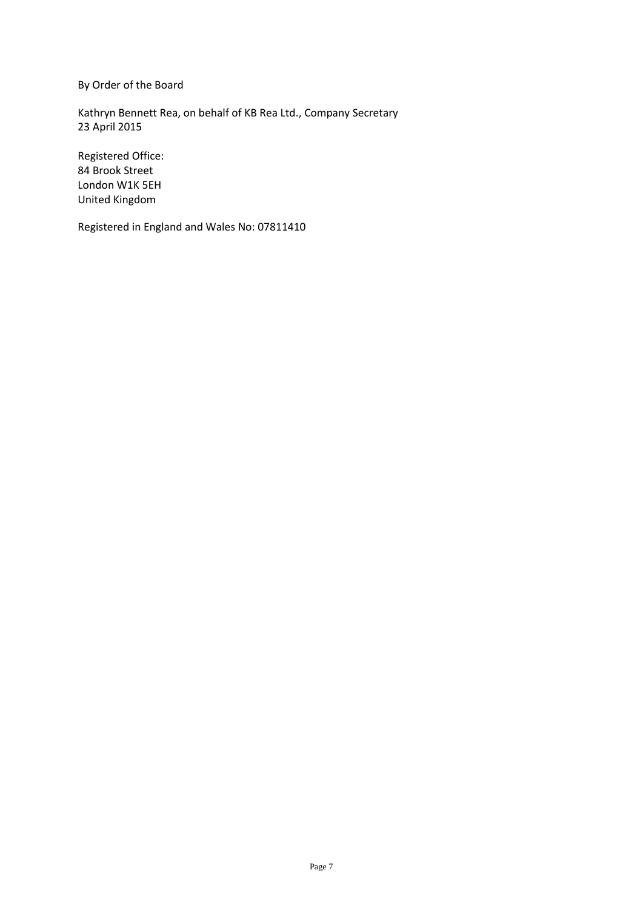By Order of the Board

Kathryn Bennett Rea, on behalf of KB Rea Ltd., Company Secretary
23 April 2015

Registered Office:
84 Brook Street
London W1K 5EH
United Kingdom

Registered in England and Wales No: 07811410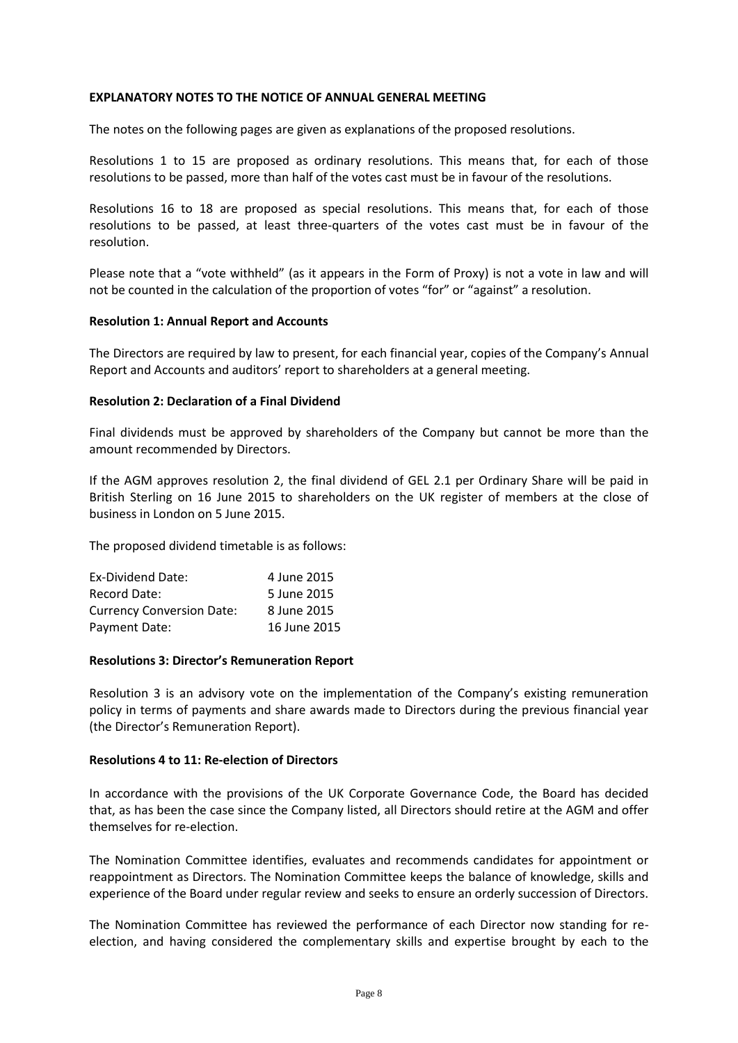**EXPLANATORY NOTES TO THE NOTICE OF ANNUAL GENERAL MEETING**

The notes on the following pages are given as explanations of the proposed resolutions.

Resolutions 1 to 15 are proposed as ordinary resolutions. This means that, for each of those resolutions to be passed, more than half of the votes cast must be in favour of the resolutions.

Resolutions 16 to 18 are proposed as special resolutions. This means that, for each of those resolutions to be passed, at least three-quarters of the votes cast must be in favour of the resolution.

Please note that a "vote withheld" (as it appears in the Form of Proxy) is not a vote in law and will not be counted in the calculation of the proportion of votes "for" or "against" a resolution.

**Resolution 1: Annual Report and Accounts**

The Directors are required by law to present, for each financial year, copies of the Company's Annual Report and Accounts and auditors' report to shareholders at a general meeting.

**Resolution 2: Declaration of a Final Dividend**

Final dividends must be approved by shareholders of the Company but cannot be more than the amount recommended by Directors.

If the AGM approves resolution 2, the final dividend of GEL 2.1 per Ordinary Share will be paid in British Sterling on 16 June 2015 to shareholders on the UK register of members at the close of business in London on 5 June 2015.

The proposed dividend timetable is as follows:

| | |
|---|---|
| Ex-Dividend Date: | 4 June 2015 |
| Record Date: | 5 June 2015 |
| Currency Conversion Date: | 8 June 2015 |
| Payment Date: | 16 June 2015 |

**Resolutions 3: Director's Remuneration Report**

Resolution 3 is an advisory vote on the implementation of the Company's existing remuneration policy in terms of payments and share awards made to Directors during the previous financial year (the Director's Remuneration Report).

**Resolutions 4 to 11: Re-election of Directors**

In accordance with the provisions of the UK Corporate Governance Code, the Board has decided that, as has been the case since the Company listed, all Directors should retire at the AGM and offer themselves for re-election.

The Nomination Committee identifies, evaluates and recommends candidates for appointment or reappointment as Directors. The Nomination Committee keeps the balance of knowledge, skills and experience of the Board under regular review and seeks to ensure an orderly succession of Directors.

The Nomination Committee has reviewed the performance of each Director now standing for re-election, and having considered the complementary skills and expertise brought by each to the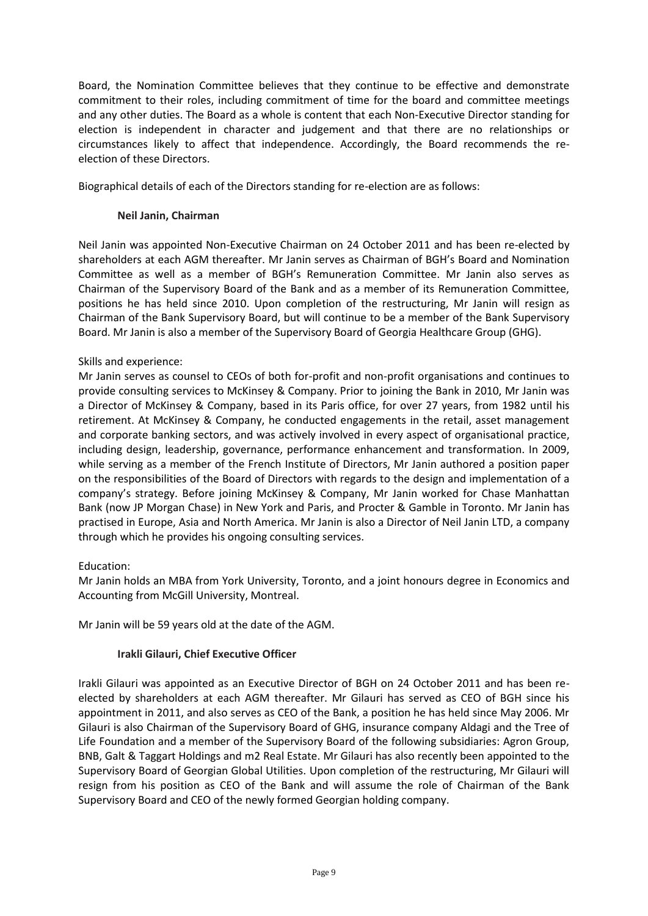Board, the Nomination Committee believes that they continue to be effective and demonstrate commitment to their roles, including commitment of time for the board and committee meetings and any other duties. The Board as a whole is content that each Non-Executive Director standing for election is independent in character and judgement and that there are no relationships or circumstances likely to affect that independence. Accordingly, the Board recommends the re-election of these Directors.

Biographical details of each of the Directors standing for re-election are as follows:

**Neil Janin, Chairman**

Neil Janin was appointed Non-Executive Chairman on 24 October 2011 and has been re-elected by shareholders at each AGM thereafter. Mr Janin serves as Chairman of BGH's Board and Nomination Committee as well as a member of BGH's Remuneration Committee. Mr Janin also serves as Chairman of the Supervisory Board of the Bank and as a member of its Remuneration Committee, positions he has held since 2010. Upon completion of the restructuring, Mr Janin will resign as Chairman of the Bank Supervisory Board, but will continue to be a member of the Bank Supervisory Board. Mr Janin is also a member of the Supervisory Board of Georgia Healthcare Group (GHG).

Skills and experience:
Mr Janin serves as counsel to CEOs of both for-profit and non-profit organisations and continues to provide consulting services to McKinsey & Company. Prior to joining the Bank in 2010, Mr Janin was a Director of McKinsey & Company, based in its Paris office, for over 27 years, from 1982 until his retirement. At McKinsey & Company, he conducted engagements in the retail, asset management and corporate banking sectors, and was actively involved in every aspect of organisational practice, including design, leadership, governance, performance enhancement and transformation. In 2009, while serving as a member of the French Institute of Directors, Mr Janin authored a position paper on the responsibilities of the Board of Directors with regards to the design and implementation of a company's strategy. Before joining McKinsey & Company, Mr Janin worked for Chase Manhattan Bank (now JP Morgan Chase) in New York and Paris, and Procter & Gamble in Toronto. Mr Janin has practised in Europe, Asia and North America. Mr Janin is also a Director of Neil Janin LTD, a company through which he provides his ongoing consulting services.

Education:
Mr Janin holds an MBA from York University, Toronto, and a joint honours degree in Economics and Accounting from McGill University, Montreal.

Mr Janin will be 59 years old at the date of the AGM.

**Irakli Gilauri, Chief Executive Officer**

Irakli Gilauri was appointed as an Executive Director of BGH on 24 October 2011 and has been re-elected by shareholders at each AGM thereafter. Mr Gilauri has served as CEO of BGH since his appointment in 2011, and also serves as CEO of the Bank, a position he has held since May 2006. Mr Gilauri is also Chairman of the Supervisory Board of GHG, insurance company Aldagi and the Tree of Life Foundation and a member of the Supervisory Board of the following subsidiaries: Agron Group, BNB, Galt & Taggart Holdings and m2 Real Estate. Mr Gilauri has also recently been appointed to the Supervisory Board of Georgian Global Utilities. Upon completion of the restructuring, Mr Gilauri will resign from his position as CEO of the Bank and will assume the role of Chairman of the Bank Supervisory Board and CEO of the newly formed Georgian holding company.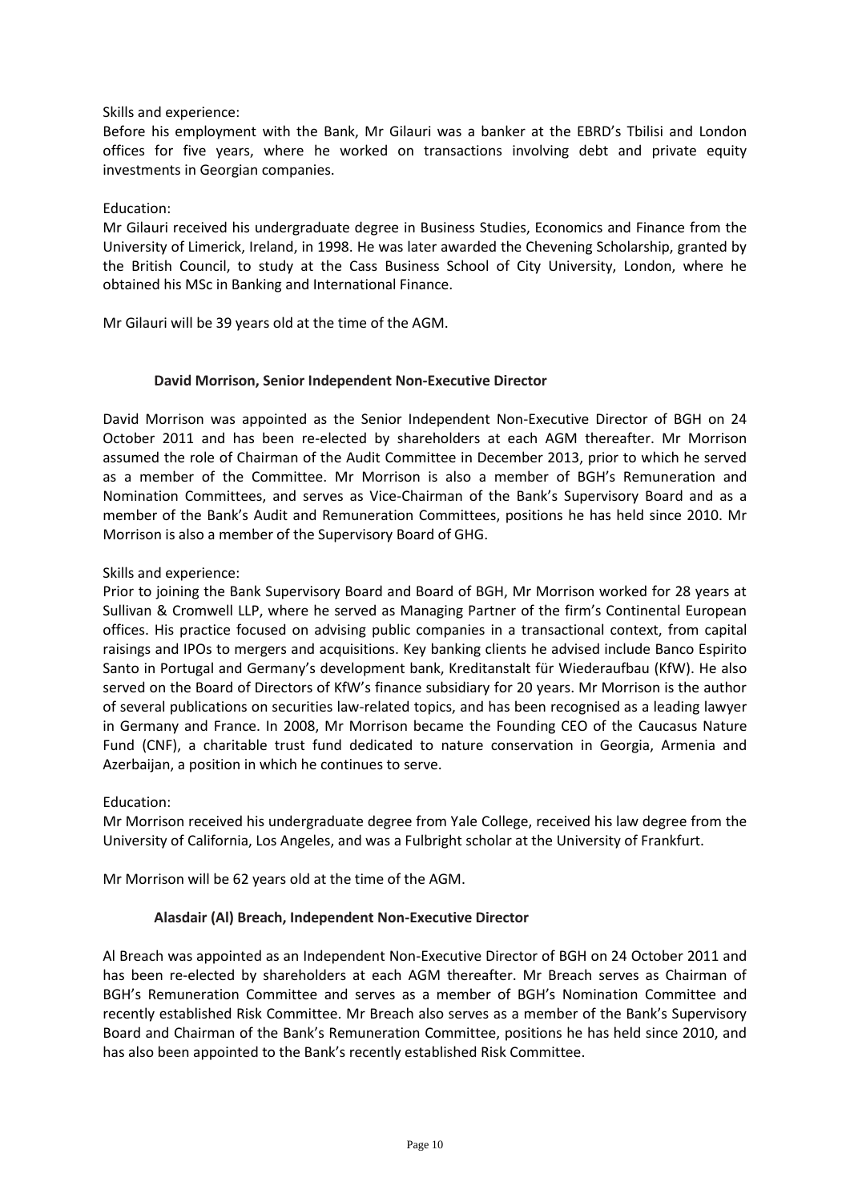Skills and experience:

Before his employment with the Bank, Mr Gilauri was a banker at the EBRD's Tbilisi and London offices for five years, where he worked on transactions involving debt and private equity investments in Georgian companies.

Education:

Mr Gilauri received his undergraduate degree in Business Studies, Economics and Finance from the University of Limerick, Ireland, in 1998. He was later awarded the Chevening Scholarship, granted by the British Council, to study at the Cass Business School of City University, London, where he obtained his MSc in Banking and International Finance.

Mr Gilauri will be 39 years old at the time of the AGM.

**David Morrison, Senior Independent Non-Executive Director**

David Morrison was appointed as the Senior Independent Non-Executive Director of BGH on 24 October 2011 and has been re-elected by shareholders at each AGM thereafter. Mr Morrison assumed the role of Chairman of the Audit Committee in December 2013, prior to which he served as a member of the Committee. Mr Morrison is also a member of BGH's Remuneration and Nomination Committees, and serves as Vice-Chairman of the Bank's Supervisory Board and as a member of the Bank's Audit and Remuneration Committees, positions he has held since 2010. Mr Morrison is also a member of the Supervisory Board of GHG.

Skills and experience:

Prior to joining the Bank Supervisory Board and Board of BGH, Mr Morrison worked for 28 years at Sullivan & Cromwell LLP, where he served as Managing Partner of the firm's Continental European offices. His practice focused on advising public companies in a transactional context, from capital raisings and IPOs to mergers and acquisitions. Key banking clients he advised include Banco Espirito Santo in Portugal and Germany's development bank, Kreditanstalt für Wiederaufbau (KfW). He also served on the Board of Directors of KfW's finance subsidiary for 20 years. Mr Morrison is the author of several publications on securities law-related topics, and has been recognised as a leading lawyer in Germany and France. In 2008, Mr Morrison became the Founding CEO of the Caucasus Nature Fund (CNF), a charitable trust fund dedicated to nature conservation in Georgia, Armenia and Azerbaijan, a position in which he continues to serve.

Education:

Mr Morrison received his undergraduate degree from Yale College, received his law degree from the University of California, Los Angeles, and was a Fulbright scholar at the University of Frankfurt.

Mr Morrison will be 62 years old at the time of the AGM.

**Alasdair (Al) Breach, Independent Non-Executive Director**

Al Breach was appointed as an Independent Non-Executive Director of BGH on 24 October 2011 and has been re-elected by shareholders at each AGM thereafter. Mr Breach serves as Chairman of BGH's Remuneration Committee and serves as a member of BGH's Nomination Committee and recently established Risk Committee. Mr Breach also serves as a member of the Bank's Supervisory Board and Chairman of the Bank's Remuneration Committee, positions he has held since 2010, and has also been appointed to the Bank's recently established Risk Committee.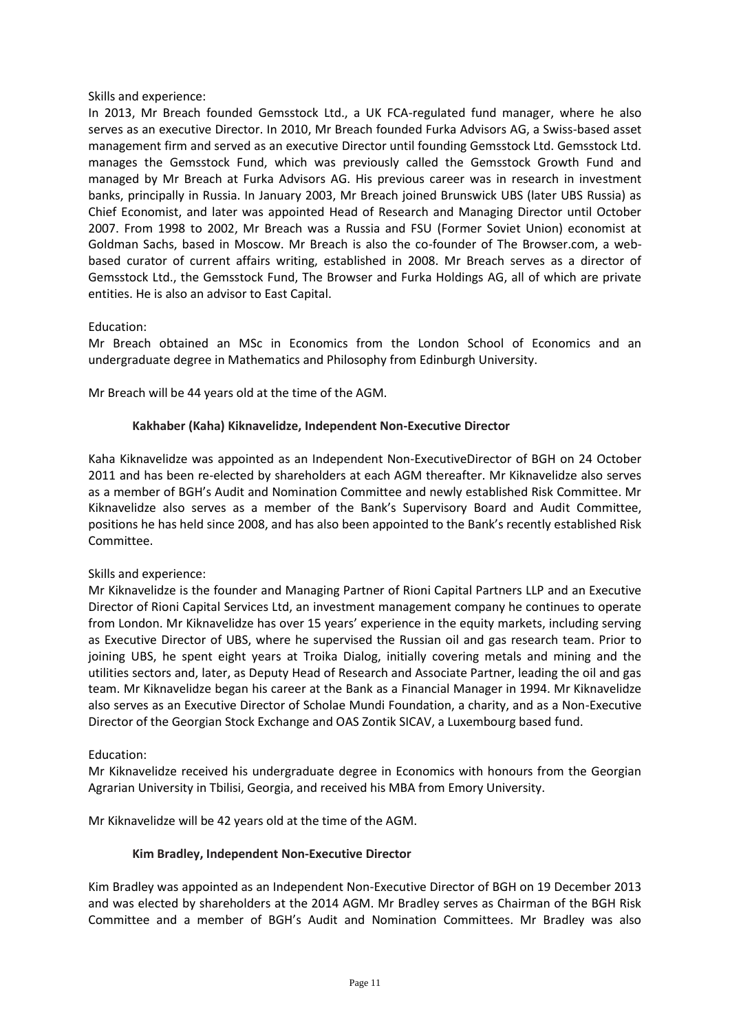Skills and experience:

In 2013, Mr Breach founded Gemsstock Ltd., a UK FCA-regulated fund manager, where he also serves as an executive Director. In 2010, Mr Breach founded Furka Advisors AG, a Swiss-based asset management firm and served as an executive Director until founding Gemsstock Ltd. Gemsstock Ltd. manages the Gemsstock Fund, which was previously called the Gemsstock Growth Fund and managed by Mr Breach at Furka Advisors AG. His previous career was in research in investment banks, principally in Russia. In January 2003, Mr Breach joined Brunswick UBS (later UBS Russia) as Chief Economist, and later was appointed Head of Research and Managing Director until October 2007. From 1998 to 2002, Mr Breach was a Russia and FSU (Former Soviet Union) economist at Goldman Sachs, based in Moscow. Mr Breach is also the co-founder of The Browser.com, a web-based curator of current affairs writing, established in 2008. Mr Breach serves as a director of Gemsstock Ltd., the Gemsstock Fund, The Browser and Furka Holdings AG, all of which are private entities. He is also an advisor to East Capital.

Education:

Mr Breach obtained an MSc in Economics from the London School of Economics and an undergraduate degree in Mathematics and Philosophy from Edinburgh University.

Mr Breach will be 44 years old at the time of the AGM.

**Kakhaber (Kaha) Kiknavelidze, Independent Non-Executive Director**

Kaha Kiknavelidze was appointed as an Independent Non-ExecutiveDirector of BGH on 24 October 2011 and has been re-elected by shareholders at each AGM thereafter. Mr Kiknavelidze also serves as a member of BGH's Audit and Nomination Committee and newly established Risk Committee. Mr Kiknavelidze also serves as a member of the Bank's Supervisory Board and Audit Committee, positions he has held since 2008, and has also been appointed to the Bank's recently established Risk Committee.

Skills and experience:

Mr Kiknavelidze is the founder and Managing Partner of Rioni Capital Partners LLP and an Executive Director of Rioni Capital Services Ltd, an investment management company he continues to operate from London. Mr Kiknavelidze has over 15 years' experience in the equity markets, including serving as Executive Director of UBS, where he supervised the Russian oil and gas research team. Prior to joining UBS, he spent eight years at Troika Dialog, initially covering metals and mining and the utilities sectors and, later, as Deputy Head of Research and Associate Partner, leading the oil and gas team. Mr Kiknavelidze began his career at the Bank as a Financial Manager in 1994. Mr Kiknavelidze also serves as an Executive Director of Scholae Mundi Foundation, a charity, and as a Non-Executive Director of the Georgian Stock Exchange and OAS Zontik SICAV, a Luxembourg based fund.

Education:

Mr Kiknavelidze received his undergraduate degree in Economics with honours from the Georgian Agrarian University in Tbilisi, Georgia, and received his MBA from Emory University.

Mr Kiknavelidze will be 42 years old at the time of the AGM.

**Kim Bradley, Independent Non-Executive Director**

Kim Bradley was appointed as an Independent Non-Executive Director of BGH on 19 December 2013 and was elected by shareholders at the 2014 AGM. Mr Bradley serves as Chairman of the BGH Risk Committee and a member of BGH's Audit and Nomination Committees. Mr Bradley was also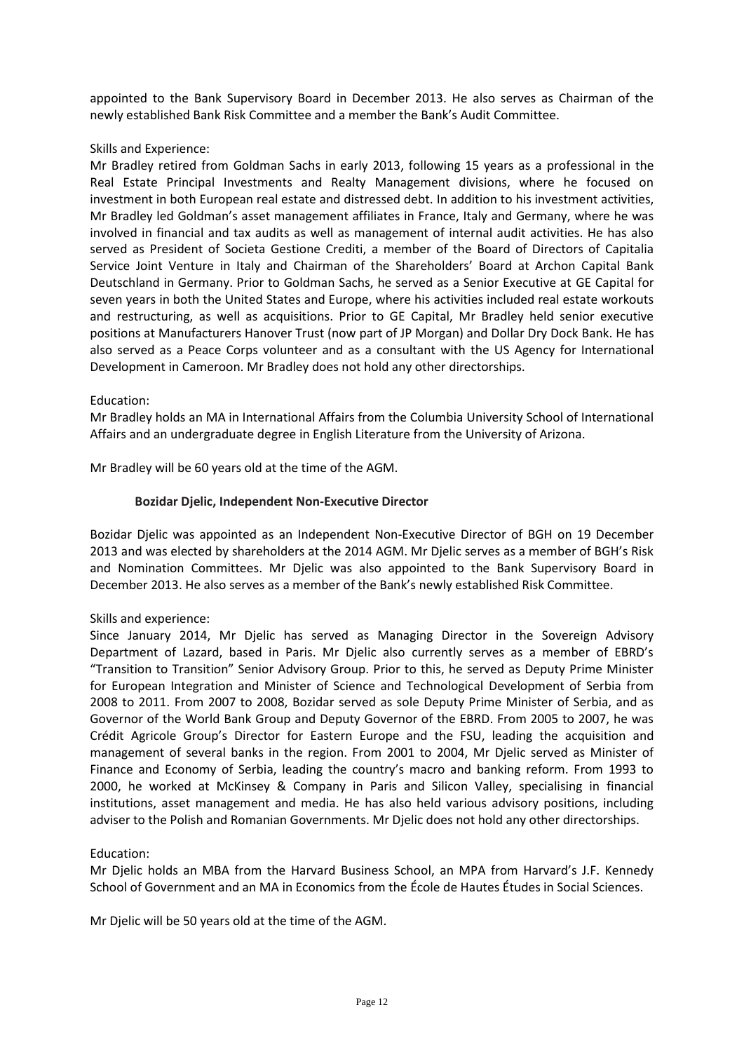appointed to the Bank Supervisory Board in December 2013. He also serves as Chairman of the newly established Bank Risk Committee and a member the Bank's Audit Committee.

Skills and Experience:

Mr Bradley retired from Goldman Sachs in early 2013, following 15 years as a professional in the Real Estate Principal Investments and Realty Management divisions, where he focused on investment in both European real estate and distressed debt. In addition to his investment activities, Mr Bradley led Goldman's asset management affiliates in France, Italy and Germany, where he was involved in financial and tax audits as well as management of internal audit activities. He has also served as President of Societa Gestione Crediti, a member of the Board of Directors of Capitalia Service Joint Venture in Italy and Chairman of the Shareholders' Board at Archon Capital Bank Deutschland in Germany. Prior to Goldman Sachs, he served as a Senior Executive at GE Capital for seven years in both the United States and Europe, where his activities included real estate workouts and restructuring, as well as acquisitions. Prior to GE Capital, Mr Bradley held senior executive positions at Manufacturers Hanover Trust (now part of JP Morgan) and Dollar Dry Dock Bank. He has also served as a Peace Corps volunteer and as a consultant with the US Agency for International Development in Cameroon. Mr Bradley does not hold any other directorships.

Education:

Mr Bradley holds an MA in International Affairs from the Columbia University School of International Affairs and an undergraduate degree in English Literature from the University of Arizona.

Mr Bradley will be 60 years old at the time of the AGM.

**Bozidar Djelic, Independent Non-Executive Director**

Bozidar Djelic was appointed as an Independent Non-Executive Director of BGH on 19 December 2013 and was elected by shareholders at the 2014 AGM. Mr Djelic serves as a member of BGH's Risk and Nomination Committees. Mr Djelic was also appointed to the Bank Supervisory Board in December 2013. He also serves as a member of the Bank's newly established Risk Committee.

Skills and experience:

Since January 2014, Mr Djelic has served as Managing Director in the Sovereign Advisory Department of Lazard, based in Paris. Mr Djelic also currently serves as a member of EBRD's "Transition to Transition" Senior Advisory Group. Prior to this, he served as Deputy Prime Minister for European Integration and Minister of Science and Technological Development of Serbia from 2008 to 2011. From 2007 to 2008, Bozidar served as sole Deputy Prime Minister of Serbia, and as Governor of the World Bank Group and Deputy Governor of the EBRD. From 2005 to 2007, he was Crédit Agricole Group's Director for Eastern Europe and the FSU, leading the acquisition and management of several banks in the region. From 2001 to 2004, Mr Djelic served as Minister of Finance and Economy of Serbia, leading the country's macro and banking reform. From 1993 to 2000, he worked at McKinsey & Company in Paris and Silicon Valley, specialising in financial institutions, asset management and media. He has also held various advisory positions, including adviser to the Polish and Romanian Governments. Mr Djelic does not hold any other directorships.

Education:

Mr Djelic holds an MBA from the Harvard Business School, an MPA from Harvard's J.F. Kennedy School of Government and an MA in Economics from the École de Hautes Études in Social Sciences.

Mr Djelic will be 50 years old at the time of the AGM.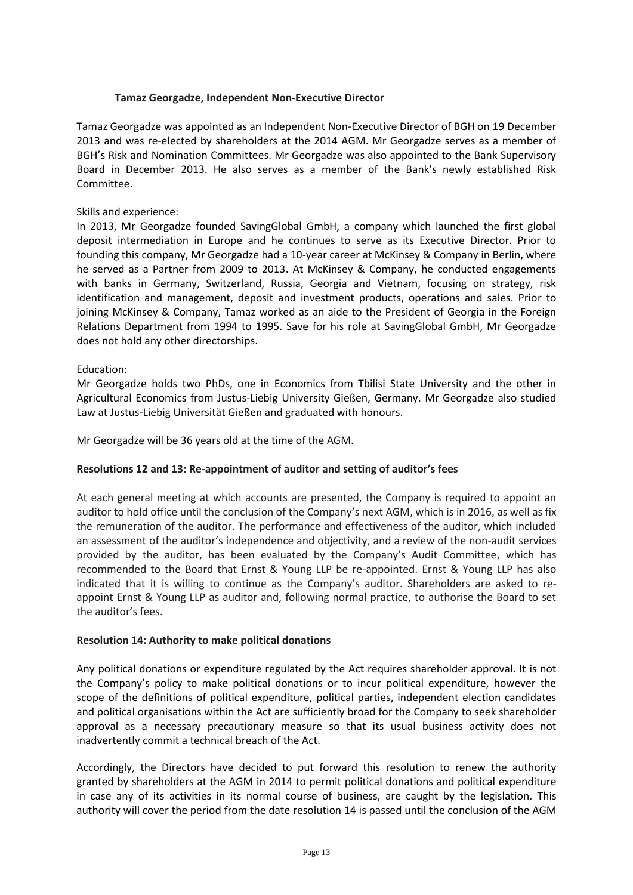**Tamaz Georgadze, Independent Non-Executive Director**

Tamaz Georgadze was appointed as an Independent Non-Executive Director of BGH on 19 December 2013 and was re-elected by shareholders at the 2014 AGM. Mr Georgadze serves as a member of BGH's Risk and Nomination Committees. Mr Georgadze was also appointed to the Bank Supervisory Board in December 2013. He also serves as a member of the Bank's newly established Risk Committee.

Skills and experience:
In 2013, Mr Georgadze founded SavingGlobal GmbH, a company which launched the first global deposit intermediation in Europe and he continues to serve as its Executive Director. Prior to founding this company, Mr Georgadze had a 10-year career at McKinsey & Company in Berlin, where he served as a Partner from 2009 to 2013. At McKinsey & Company, he conducted engagements with banks in Germany, Switzerland, Russia, Georgia and Vietnam, focusing on strategy, risk identification and management, deposit and investment products, operations and sales. Prior to joining McKinsey & Company, Tamaz worked as an aide to the President of Georgia in the Foreign Relations Department from 1994 to 1995. Save for his role at SavingGlobal GmbH, Mr Georgadze does not hold any other directorships.

Education:
Mr Georgadze holds two PhDs, one in Economics from Tbilisi State University and the other in Agricultural Economics from Justus-Liebig University Gießen, Germany. Mr Georgadze also studied Law at Justus-Liebig Universität Gießen and graduated with honours.

Mr Georgadze will be 36 years old at the time of the AGM.

**Resolutions 12 and 13: Re-appointment of auditor and setting of auditor's fees**

At each general meeting at which accounts are presented, the Company is required to appoint an auditor to hold office until the conclusion of the Company's next AGM, which is in 2016, as well as fix the remuneration of the auditor. The performance and effectiveness of the auditor, which included an assessment of the auditor's independence and objectivity, and a review of the non-audit services provided by the auditor, has been evaluated by the Company's Audit Committee, which has recommended to the Board that Ernst & Young LLP be re-appointed. Ernst & Young LLP has also indicated that it is willing to continue as the Company's auditor. Shareholders are asked to re-appoint Ernst & Young LLP as auditor and, following normal practice, to authorise the Board to set the auditor's fees.

**Resolution 14: Authority to make political donations**

Any political donations or expenditure regulated by the Act requires shareholder approval. It is not the Company's policy to make political donations or to incur political expenditure, however the scope of the definitions of political expenditure, political parties, independent election candidates and political organisations within the Act are sufficiently broad for the Company to seek shareholder approval as a necessary precautionary measure so that its usual business activity does not inadvertently commit a technical breach of the Act.

Accordingly, the Directors have decided to put forward this resolution to renew the authority granted by shareholders at the AGM in 2014 to permit political donations and political expenditure in case any of its activities in its normal course of business, are caught by the legislation. This authority will cover the period from the date resolution 14 is passed until the conclusion of the AGM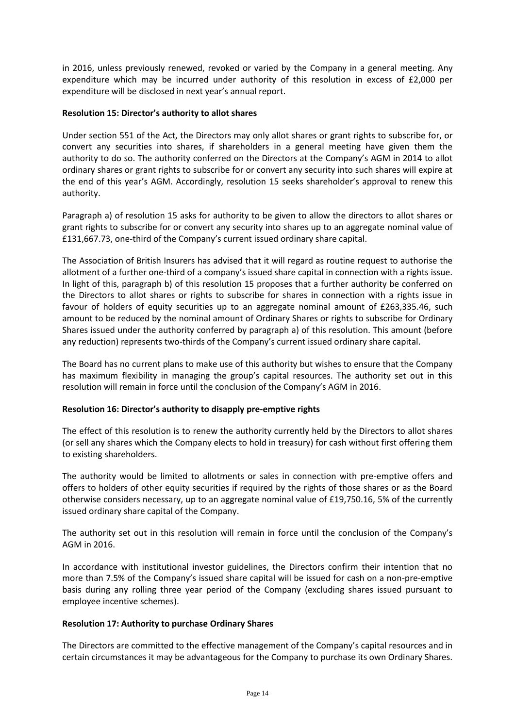in 2016, unless previously renewed, revoked or varied by the Company in a general meeting. Any expenditure which may be incurred under authority of this resolution in excess of £2,000 per expenditure will be disclosed in next year's annual report.

**Resolution 15: Director's authority to allot shares**

Under section 551 of the Act, the Directors may only allot shares or grant rights to subscribe for, or convert any securities into shares, if shareholders in a general meeting have given them the authority to do so. The authority conferred on the Directors at the Company's AGM in 2014 to allot ordinary shares or grant rights to subscribe for or convert any security into such shares will expire at the end of this year's AGM. Accordingly, resolution 15 seeks shareholder's approval to renew this authority.

Paragraph a) of resolution 15 asks for authority to be given to allow the directors to allot shares or grant rights to subscribe for or convert any security into shares up to an aggregate nominal value of £131,667.73, one-third of the Company's current issued ordinary share capital.

The Association of British Insurers has advised that it will regard as routine request to authorise the allotment of a further one-third of a company's issued share capital in connection with a rights issue. In light of this, paragraph b) of this resolution 15 proposes that a further authority be conferred on the Directors to allot shares or rights to subscribe for shares in connection with a rights issue in favour of holders of equity securities up to an aggregate nominal amount of £263,335.46, such amount to be reduced by the nominal amount of Ordinary Shares or rights to subscribe for Ordinary Shares issued under the authority conferred by paragraph a) of this resolution. This amount (before any reduction) represents two-thirds of the Company's current issued ordinary share capital.

The Board has no current plans to make use of this authority but wishes to ensure that the Company has maximum flexibility in managing the group's capital resources. The authority set out in this resolution will remain in force until the conclusion of the Company's AGM in 2016.

**Resolution 16: Director's authority to disapply pre-emptive rights**

The effect of this resolution is to renew the authority currently held by the Directors to allot shares (or sell any shares which the Company elects to hold in treasury) for cash without first offering them to existing shareholders.

The authority would be limited to allotments or sales in connection with pre-emptive offers and offers to holders of other equity securities if required by the rights of those shares or as the Board otherwise considers necessary, up to an aggregate nominal value of £19,750.16, 5% of the currently issued ordinary share capital of the Company.

The authority set out in this resolution will remain in force until the conclusion of the Company's AGM in 2016.

In accordance with institutional investor guidelines, the Directors confirm their intention that no more than 7.5% of the Company's issued share capital will be issued for cash on a non-pre-emptive basis during any rolling three year period of the Company (excluding shares issued pursuant to employee incentive schemes).

**Resolution 17: Authority to purchase Ordinary Shares**

The Directors are committed to the effective management of the Company's capital resources and in certain circumstances it may be advantageous for the Company to purchase its own Ordinary Shares.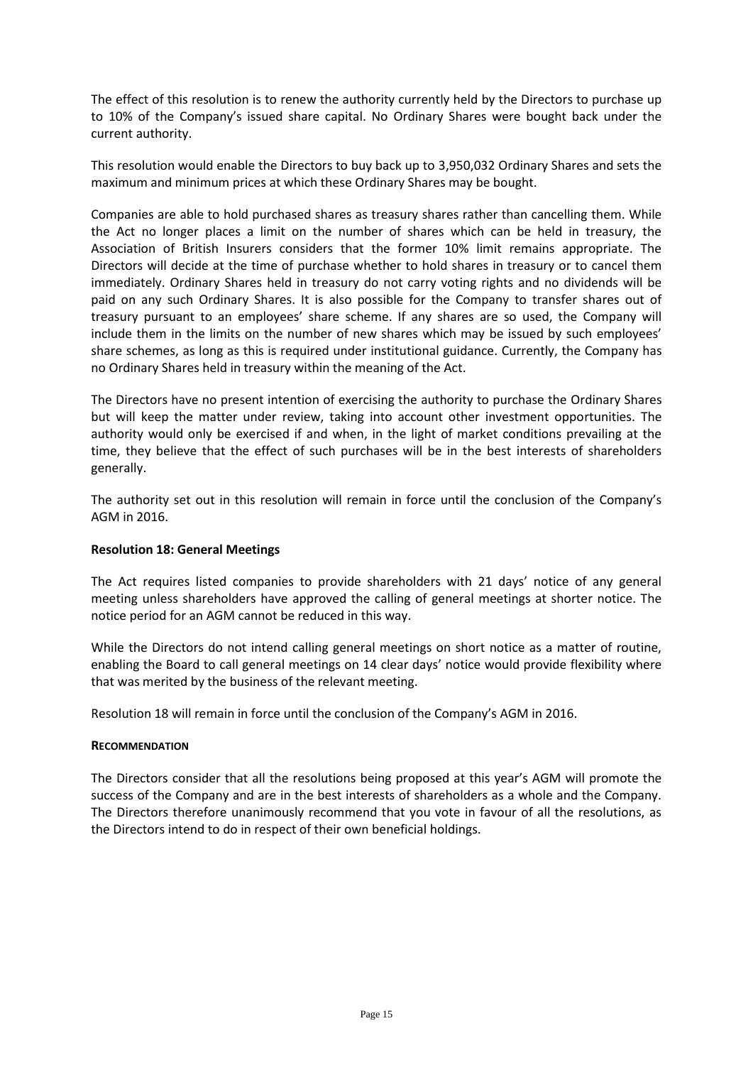The effect of this resolution is to renew the authority currently held by the Directors to purchase up to 10% of the Company's issued share capital. No Ordinary Shares were bought back under the current authority.

This resolution would enable the Directors to buy back up to 3,950,032 Ordinary Shares and sets the maximum and minimum prices at which these Ordinary Shares may be bought.

Companies are able to hold purchased shares as treasury shares rather than cancelling them. While the Act no longer places a limit on the number of shares which can be held in treasury, the Association of British Insurers considers that the former 10% limit remains appropriate. The Directors will decide at the time of purchase whether to hold shares in treasury or to cancel them immediately. Ordinary Shares held in treasury do not carry voting rights and no dividends will be paid on any such Ordinary Shares. It is also possible for the Company to transfer shares out of treasury pursuant to an employees' share scheme. If any shares are so used, the Company will include them in the limits on the number of new shares which may be issued by such employees' share schemes, as long as this is required under institutional guidance. Currently, the Company has no Ordinary Shares held in treasury within the meaning of the Act.

The Directors have no present intention of exercising the authority to purchase the Ordinary Shares but will keep the matter under review, taking into account other investment opportunities. The authority would only be exercised if and when, in the light of market conditions prevailing at the time, they believe that the effect of such purchases will be in the best interests of shareholders generally.

The authority set out in this resolution will remain in force until the conclusion of the Company's AGM in 2016.

**Resolution 18: General Meetings**

The Act requires listed companies to provide shareholders with 21 days' notice of any general meeting unless shareholders have approved the calling of general meetings at shorter notice. The notice period for an AGM cannot be reduced in this way.

While the Directors do not intend calling general meetings on short notice as a matter of routine, enabling the Board to call general meetings on 14 clear days' notice would provide flexibility where that was merited by the business of the relevant meeting.

Resolution 18 will remain in force until the conclusion of the Company's AGM in 2016.

**RECOMMENDATION**

The Directors consider that all the resolutions being proposed at this year's AGM will promote the success of the Company and are in the best interests of shareholders as a whole and the Company. The Directors therefore unanimously recommend that you vote in favour of all the resolutions, as the Directors intend to do in respect of their own beneficial holdings.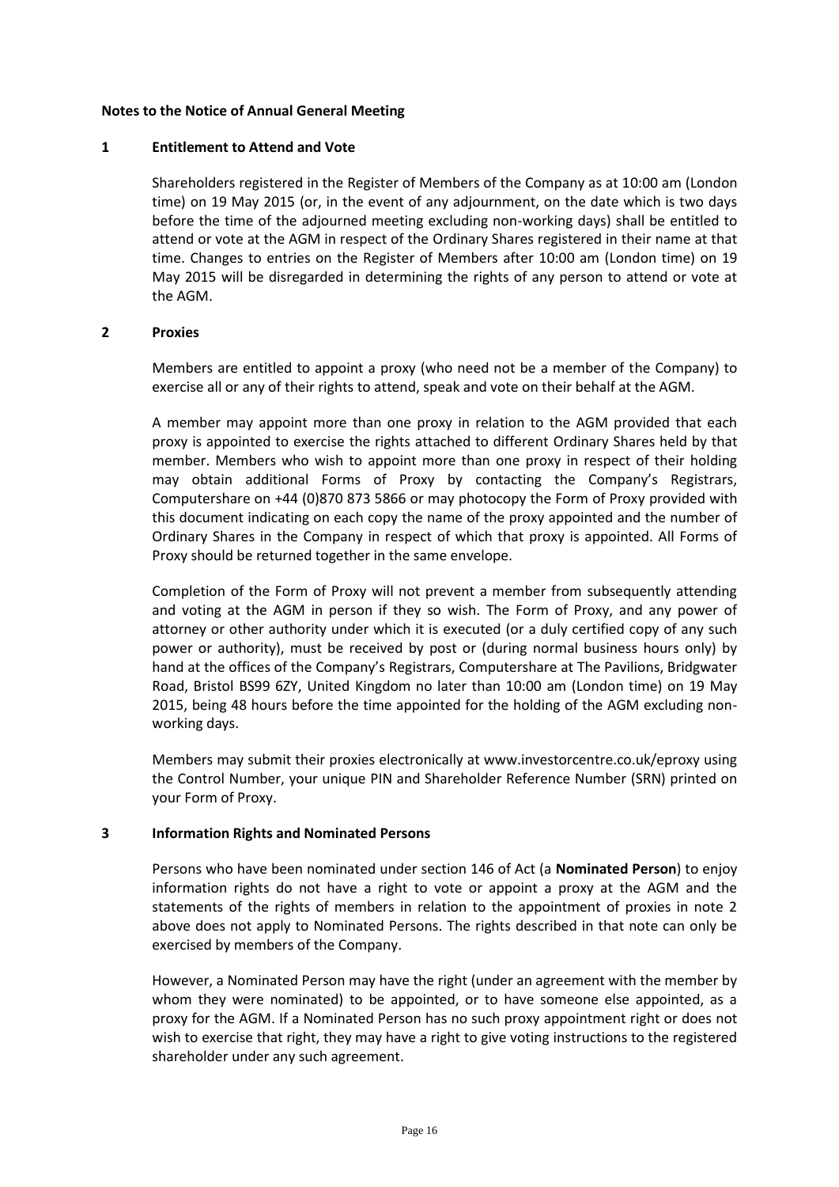**Notes to the Notice of Annual General Meeting**

**1 Entitlement to Attend and Vote**

Shareholders registered in the Register of Members of the Company as at 10:00 am (London time) on 19 May 2015 (or, in the event of any adjournment, on the date which is two days before the time of the adjourned meeting excluding non-working days) shall be entitled to attend or vote at the AGM in respect of the Ordinary Shares registered in their name at that time. Changes to entries on the Register of Members after 10:00 am (London time) on 19 May 2015 will be disregarded in determining the rights of any person to attend or vote at the AGM.

**2 Proxies**

Members are entitled to appoint a proxy (who need not be a member of the Company) to exercise all or any of their rights to attend, speak and vote on their behalf at the AGM.

A member may appoint more than one proxy in relation to the AGM provided that each proxy is appointed to exercise the rights attached to different Ordinary Shares held by that member. Members who wish to appoint more than one proxy in respect of their holding may obtain additional Forms of Proxy by contacting the Company's Registrars, Computershare on +44 (0)870 873 5866 or may photocopy the Form of Proxy provided with this document indicating on each copy the name of the proxy appointed and the number of Ordinary Shares in the Company in respect of which that proxy is appointed. All Forms of Proxy should be returned together in the same envelope.

Completion of the Form of Proxy will not prevent a member from subsequently attending and voting at the AGM in person if they so wish. The Form of Proxy, and any power of attorney or other authority under which it is executed (or a duly certified copy of any such power or authority), must be received by post or (during normal business hours only) by hand at the offices of the Company's Registrars, Computershare at The Pavilions, Bridgwater Road, Bristol BS99 6ZY, United Kingdom no later than 10:00 am (London time) on 19 May 2015, being 48 hours before the time appointed for the holding of the AGM excluding non-working days.

Members may submit their proxies electronically at www.investorcentre.co.uk/eproxy using the Control Number, your unique PIN and Shareholder Reference Number (SRN) printed on your Form of Proxy.

**3 Information Rights and Nominated Persons**

Persons who have been nominated under section 146 of Act (a **Nominated Person**) to enjoy information rights do not have a right to vote or appoint a proxy at the AGM and the statements of the rights of members in relation to the appointment of proxies in note 2 above does not apply to Nominated Persons. The rights described in that note can only be exercised by members of the Company.

However, a Nominated Person may have the right (under an agreement with the member by whom they were nominated) to be appointed, or to have someone else appointed, as a proxy for the AGM. If a Nominated Person has no such proxy appointment right or does not wish to exercise that right, they may have a right to give voting instructions to the registered shareholder under any such agreement.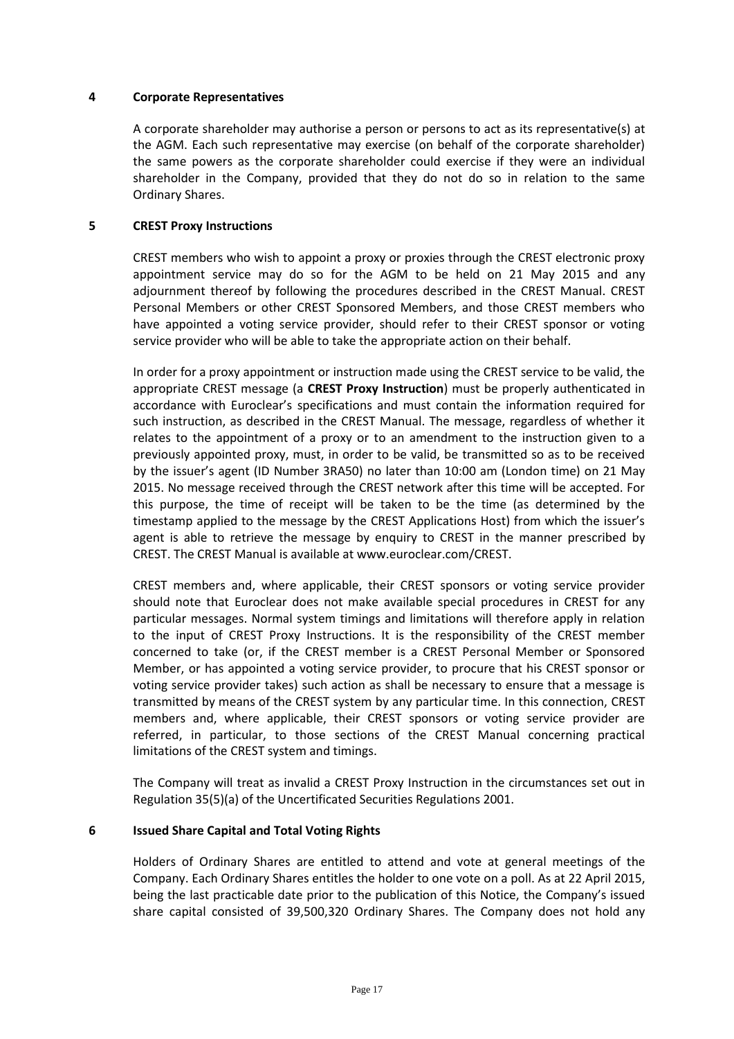## 4 Corporate Representatives

A corporate shareholder may authorise a person or persons to act as its representative(s) at the AGM. Each such representative may exercise (on behalf of the corporate shareholder) the same powers as the corporate shareholder could exercise if they were an individual shareholder in the Company, provided that they do not do so in relation to the same Ordinary Shares.

## 5 CREST Proxy Instructions

CREST members who wish to appoint a proxy or proxies through the CREST electronic proxy appointment service may do so for the AGM to be held on 21 May 2015 and any adjournment thereof by following the procedures described in the CREST Manual. CREST Personal Members or other CREST Sponsored Members, and those CREST members who have appointed a voting service provider, should refer to their CREST sponsor or voting service provider who will be able to take the appropriate action on their behalf.

In order for a proxy appointment or instruction made using the CREST service to be valid, the appropriate CREST message (a **CREST Proxy Instruction**) must be properly authenticated in accordance with Euroclear's specifications and must contain the information required for such instruction, as described in the CREST Manual. The message, regardless of whether it relates to the appointment of a proxy or to an amendment to the instruction given to a previously appointed proxy, must, in order to be valid, be transmitted so as to be received by the issuer's agent (ID Number 3RA50) no later than 10:00 am (London time) on 21 May 2015. No message received through the CREST network after this time will be accepted. For this purpose, the time of receipt will be taken to be the time (as determined by the timestamp applied to the message by the CREST Applications Host) from which the issuer's agent is able to retrieve the message by enquiry to CREST in the manner prescribed by CREST. The CREST Manual is available at www.euroclear.com/CREST.

CREST members and, where applicable, their CREST sponsors or voting service provider should note that Euroclear does not make available special procedures in CREST for any particular messages. Normal system timings and limitations will therefore apply in relation to the input of CREST Proxy Instructions. It is the responsibility of the CREST member concerned to take (or, if the CREST member is a CREST Personal Member or Sponsored Member, or has appointed a voting service provider, to procure that his CREST sponsor or voting service provider takes) such action as shall be necessary to ensure that a message is transmitted by means of the CREST system by any particular time. In this connection, CREST members and, where applicable, their CREST sponsors or voting service provider are referred, in particular, to those sections of the CREST Manual concerning practical limitations of the CREST system and timings.

The Company will treat as invalid a CREST Proxy Instruction in the circumstances set out in Regulation 35(5)(a) of the Uncertificated Securities Regulations 2001.

## 6 Issued Share Capital and Total Voting Rights

Holders of Ordinary Shares are entitled to attend and vote at general meetings of the Company. Each Ordinary Shares entitles the holder to one vote on a poll. As at 22 April 2015, being the last practicable date prior to the publication of this Notice, the Company's issued share capital consisted of 39,500,320 Ordinary Shares. The Company does not hold any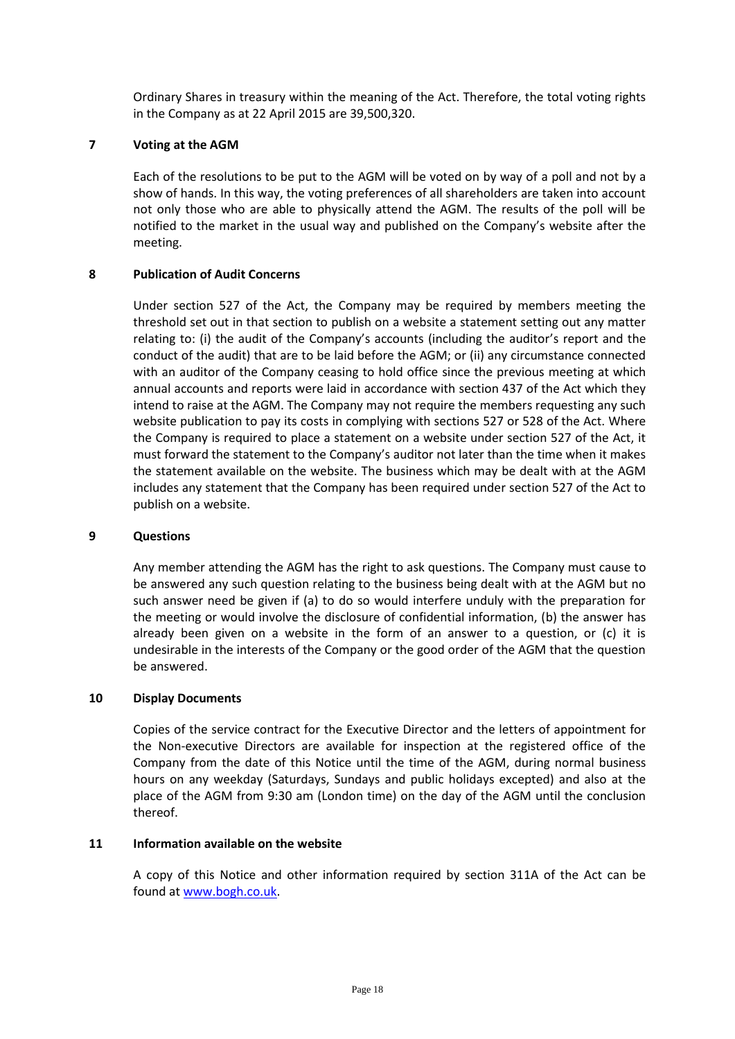Ordinary Shares in treasury within the meaning of the Act. Therefore, the total voting rights in the Company as at 22 April 2015 are 39,500,320.

## 7 Voting at the AGM

Each of the resolutions to be put to the AGM will be voted on by way of a poll and not by a show of hands. In this way, the voting preferences of all shareholders are taken into account not only those who are able to physically attend the AGM. The results of the poll will be notified to the market in the usual way and published on the Company's website after the meeting.

## 8 Publication of Audit Concerns

Under section 527 of the Act, the Company may be required by members meeting the threshold set out in that section to publish on a website a statement setting out any matter relating to: (i) the audit of the Company's accounts (including the auditor's report and the conduct of the audit) that are to be laid before the AGM; or (ii) any circumstance connected with an auditor of the Company ceasing to hold office since the previous meeting at which annual accounts and reports were laid in accordance with section 437 of the Act which they intend to raise at the AGM. The Company may not require the members requesting any such website publication to pay its costs in complying with sections 527 or 528 of the Act. Where the Company is required to place a statement on a website under section 527 of the Act, it must forward the statement to the Company's auditor not later than the time when it makes the statement available on the website. The business which may be dealt with at the AGM includes any statement that the Company has been required under section 527 of the Act to publish on a website.

## 9 Questions

Any member attending the AGM has the right to ask questions. The Company must cause to be answered any such question relating to the business being dealt with at the AGM but no such answer need be given if (a) to do so would interfere unduly with the preparation for the meeting or would involve the disclosure of confidential information, (b) the answer has already been given on a website in the form of an answer to a question, or (c) it is undesirable in the interests of the Company or the good order of the AGM that the question be answered.

## 10 Display Documents

Copies of the service contract for the Executive Director and the letters of appointment for the Non-executive Directors are available for inspection at the registered office of the Company from the date of this Notice until the time of the AGM, during normal business hours on any weekday (Saturdays, Sundays and public holidays excepted) and also at the place of the AGM from 9:30 am (London time) on the day of the AGM until the conclusion thereof.

## 11 Information available on the website

A copy of this Notice and other information required by section 311A of the Act can be found at [www.bogh.co.uk](http://www.bogh.co.uk).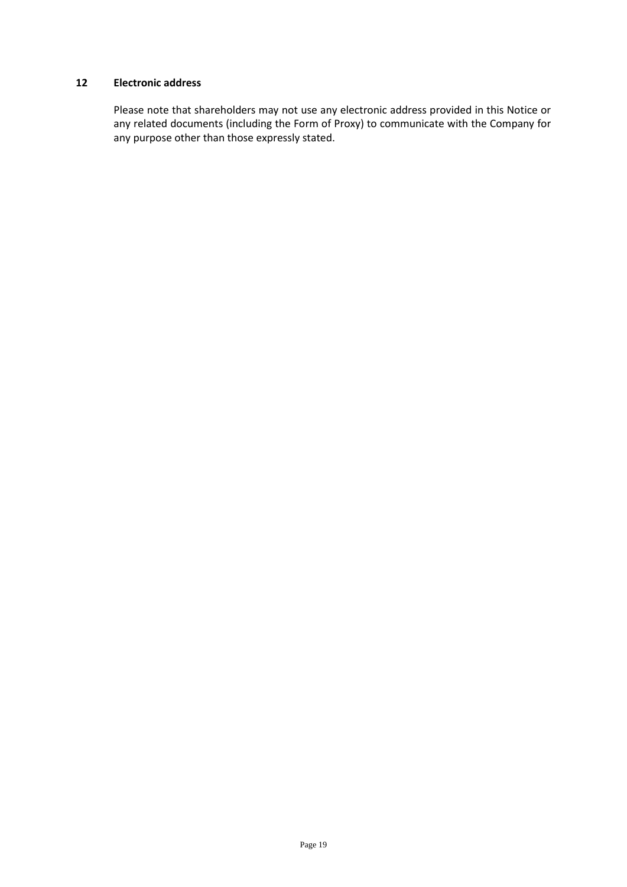**12 Electronic address**

Please note that shareholders may not use any electronic address provided in this Notice or any related documents (including the Form of Proxy) to communicate with the Company for any purpose other than those expressly stated.